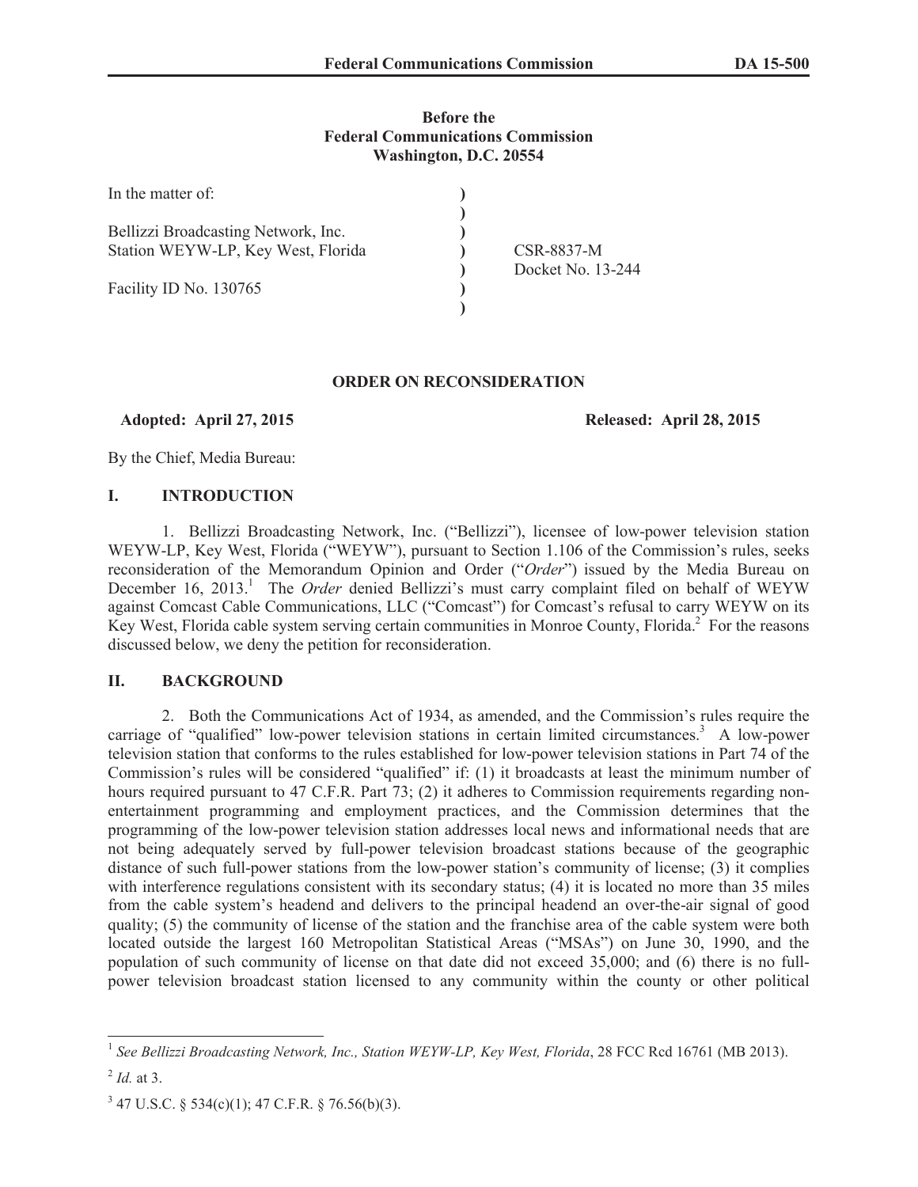**Before the**
**Federal Communications Commission**
**Washington, D.C. 20554**

| | | |
|---|---|---|
| In the matter of: | ) | |
| | ) | |
| Bellizzi Broadcasting Network, Inc. | ) | |
| Station WEYW-LP, Key West, Florida | ) | CSR-8837-M |
| | ) | Docket No. 13-244 |
| Facility ID No. 130765 | ) | |
| | ) | |

**ORDER ON RECONSIDERATION**

**Adopted: April 27, 2015** **Released: April 28, 2015**

By the Chief, Media Bureau:

## I. INTRODUCTION

1. Bellizzi Broadcasting Network, Inc. ("Bellizzi"), licensee of low-power television station WEYW-LP, Key West, Florida ("WEYW"), pursuant to Section 1.106 of the Commission's rules, seeks reconsideration of the Memorandum Opinion and Order ("*Order*") issued by the Media Bureau on December 16, 2013.[1] The *Order* denied Bellizzi's must carry complaint filed on behalf of WEYW against Comcast Cable Communications, LLC ("Comcast") for Comcast's refusal to carry WEYW on its Key West, Florida cable system serving certain communities in Monroe County, Florida.[2] For the reasons discussed below, we deny the petition for reconsideration.

## II. BACKGROUND

2. Both the Communications Act of 1934, as amended, and the Commission's rules require the carriage of "qualified" low-power television stations in certain limited circumstances.[3] A low-power television station that conforms to the rules established for low-power television stations in Part 74 of the Commission's rules will be considered "qualified" if: (1) it broadcasts at least the minimum number of hours required pursuant to 47 C.F.R. Part 73; (2) it adheres to Commission requirements regarding non-entertainment programming and employment practices, and the Commission determines that the programming of the low-power television station addresses local news and informational needs that are not being adequately served by full-power television broadcast stations because of the geographic distance of such full-power stations from the low-power station's community of license; (3) it complies with interference regulations consistent with its secondary status; (4) it is located no more than 35 miles from the cable system's headend and delivers to the principal headend an over-the-air signal of good quality; (5) the community of license of the station and the franchise area of the cable system were both located outside the largest 160 Metropolitan Statistical Areas ("MSAs") on June 30, 1990, and the population of such community of license on that date did not exceed 35,000; and (6) there is no full-power television broadcast station licensed to any community within the county or other political

---

[1] *See Bellizzi Broadcasting Network, Inc., Station WEYW-LP, Key West, Florida*, 28 FCC Rcd 16761 (MB 2013).

[2] *Id.* at 3.

[3] 47 U.S.C. § 534(c)(1); 47 C.F.R. § 76.56(b)(3).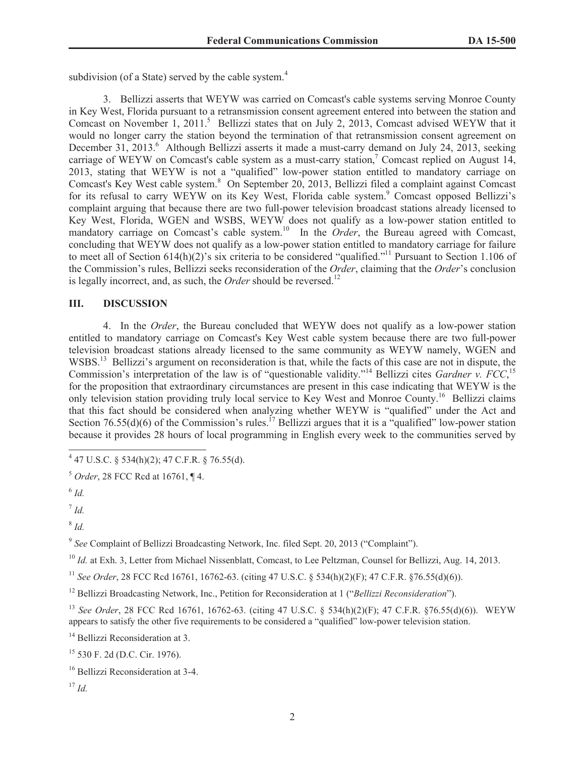subdivision (of a State) served by the cable system.[4]

3. Bellizzi asserts that WEYW was carried on Comcast's cable systems serving Monroe County in Key West, Florida pursuant to a retransmission consent agreement entered into between the station and Comcast on November 1, 2011.[5] Bellizzi states that on July 2, 2013, Comcast advised WEYW that it would no longer carry the station beyond the termination of that retransmission consent agreement on December 31, 2013.[6] Although Bellizzi asserts it made a must-carry demand on July 24, 2013, seeking carriage of WEYW on Comcast's cable system as a must-carry station,[7] Comcast replied on August 14, 2013, stating that WEYW is not a "qualified" low-power station entitled to mandatory carriage on Comcast's Key West cable system.[8] On September 20, 2013, Bellizzi filed a complaint against Comcast for its refusal to carry WEYW on its Key West, Florida cable system.[9] Comcast opposed Bellizzi's complaint arguing that because there are two full-power television broadcast stations already licensed to Key West, Florida, WGEN and WSBS, WEYW does not qualify as a low-power station entitled to mandatory carriage on Comcast's cable system.[10] In the *Order*, the Bureau agreed with Comcast, concluding that WEYW does not qualify as a low-power station entitled to mandatory carriage for failure to meet all of Section 614(h)(2)'s six criteria to be considered "qualified."[11] Pursuant to Section 1.106 of the Commission's rules, Bellizzi seeks reconsideration of the *Order*, claiming that the *Order*'s conclusion is legally incorrect, and, as such, the *Order* should be reversed.[12]

## III. DISCUSSION

4. In the *Order*, the Bureau concluded that WEYW does not qualify as a low-power station entitled to mandatory carriage on Comcast's Key West cable system because there are two full-power television broadcast stations already licensed to the same community as WEYW namely, WGEN and WSBS.[13] Bellizzi's argument on reconsideration is that, while the facts of this case are not in dispute, the Commission's interpretation of the law is of "questionable validity."[14] Bellizzi cites *Gardner v. FCC*,[15] for the proposition that extraordinary circumstances are present in this case indicating that WEYW is the only television station providing truly local service to Key West and Monroe County.[16] Bellizzi claims that this fact should be considered when analyzing whether WEYW is "qualified" under the Act and Section 76.55(d)(6) of the Commission's rules.[17] Bellizzi argues that it is a "qualified" low-power station because it provides 28 hours of local programming in English every week to the communities served by

---

[4] 47 U.S.C. § 534(h)(2); 47 C.F.R. § 76.55(d).

[5] *Order*, 28 FCC Rcd at 16761, ¶ 4.

[6] *Id.*

[7] *Id.*

[8] *Id.*

[9] *See* Complaint of Bellizzi Broadcasting Network, Inc. filed Sept. 20, 2013 ("Complaint").

[10] *Id.* at Exh. 3, Letter from Michael Nissenblatt, Comcast, to Lee Peltzman, Counsel for Bellizzi, Aug. 14, 2013.

[11] *See Order*, 28 FCC Rcd 16761, 16762-63. (citing 47 U.S.C. § 534(h)(2)(F); 47 C.F.R. §76.55(d)(6)).

[12] Bellizzi Broadcasting Network, Inc., Petition for Reconsideration at 1 ("*Bellizzi Reconsideration*").

[13] *See Order*, 28 FCC Rcd 16761, 16762-63. (citing 47 U.S.C. § 534(h)(2)(F); 47 C.F.R. §76.55(d)(6)). WEYW appears to satisfy the other five requirements to be considered a "qualified" low-power television station.

[14] Bellizzi Reconsideration at 3.

[15] 530 F. 2d (D.C. Cir. 1976).

[16] Bellizzi Reconsideration at 3-4.

[17] *Id.*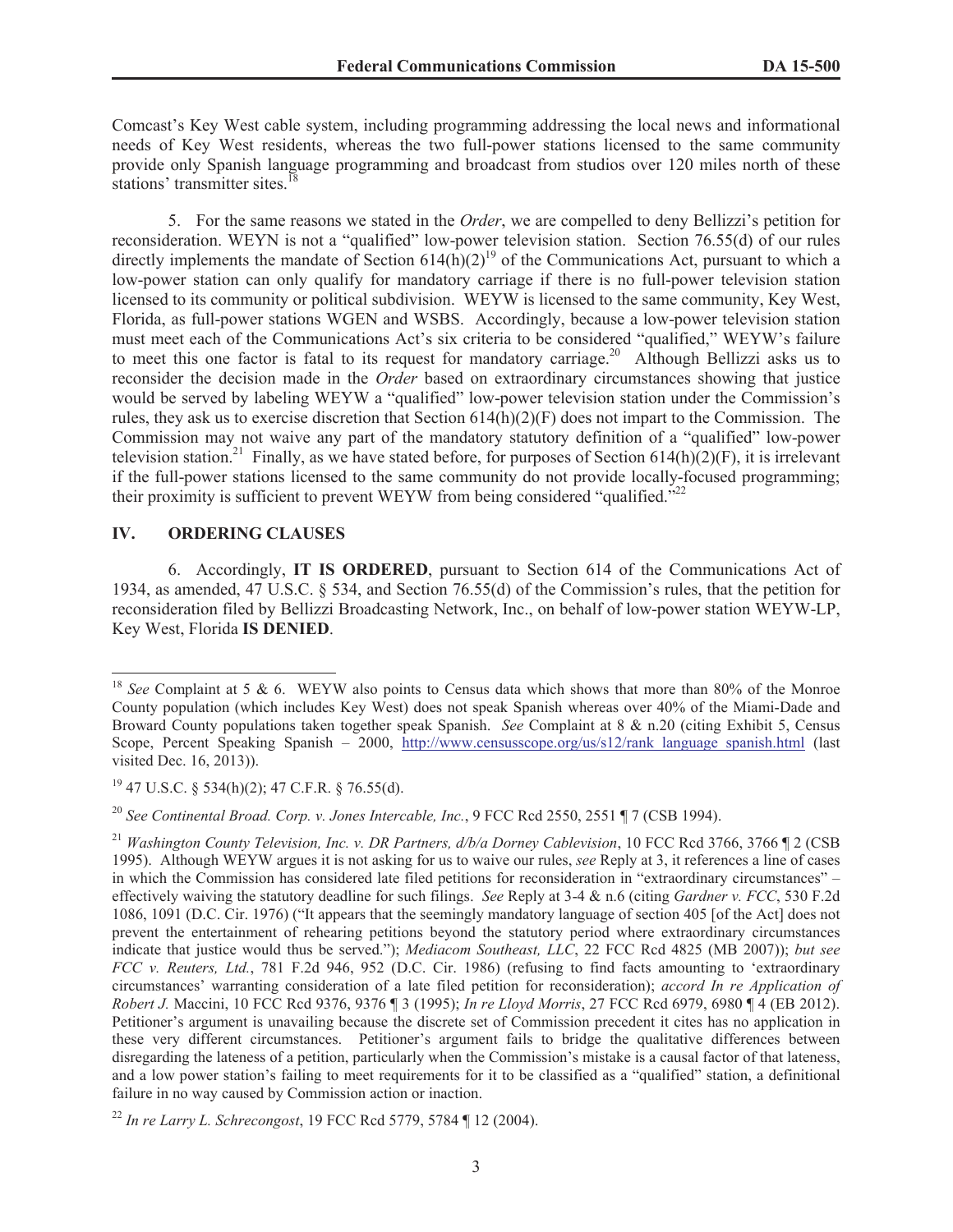Comcast's Key West cable system, including programming addressing the local news and informational needs of Key West residents, whereas the two full-power stations licensed to the same community provide only Spanish language programming and broadcast from studios over 120 miles north of these stations' transmitter sites.[18]

5. For the same reasons we stated in the *Order*, we are compelled to deny Bellizzi's petition for reconsideration. WEYN is not a "qualified" low-power television station. Section 76.55(d) of our rules directly implements the mandate of Section 614(h)(2)[19] of the Communications Act, pursuant to which a low-power station can only qualify for mandatory carriage if there is no full-power television station licensed to its community or political subdivision. WEYW is licensed to the same community, Key West, Florida, as full-power stations WGEN and WSBS. Accordingly, because a low-power television station must meet each of the Communications Act's six criteria to be considered "qualified," WEYW's failure to meet this one factor is fatal to its request for mandatory carriage.[20] Although Bellizzi asks us to reconsider the decision made in the *Order* based on extraordinary circumstances showing that justice would be served by labeling WEYW a "qualified" low-power television station under the Commission's rules, they ask us to exercise discretion that Section 614(h)(2)(F) does not impart to the Commission. The Commission may not waive any part of the mandatory statutory definition of a "qualified" low-power television station.[21] Finally, as we have stated before, for purposes of Section 614(h)(2)(F), it is irrelevant if the full-power stations licensed to the same community do not provide locally-focused programming; their proximity is sufficient to prevent WEYW from being considered "qualified."[22]

## IV. ORDERING CLAUSES

6. Accordingly, **IT IS ORDERED**, pursuant to Section 614 of the Communications Act of 1934, as amended, 47 U.S.C. § 534, and Section 76.55(d) of the Commission's rules, that the petition for reconsideration filed by Bellizzi Broadcasting Network, Inc., on behalf of low-power station WEYW-LP, Key West, Florida **IS DENIED**.

---

[18] *See* Complaint at 5 & 6. WEYW also points to Census data which shows that more than 80% of the Monroe County population (which includes Key West) does not speak Spanish whereas over 40% of the Miami-Dade and Broward County populations taken together speak Spanish. *See* Complaint at 8 & n.20 (citing Exhibit 5, Census Scope, Percent Speaking Spanish – 2000, http://www.censusscope.org/us/s12/rank_language_spanish.html (last visited Dec. 16, 2013)).

[19] 47 U.S.C. § 534(h)(2); 47 C.F.R. § 76.55(d).

[20] *See Continental Broad. Corp. v. Jones Intercable, Inc.*, 9 FCC Rcd 2550, 2551 ¶ 7 (CSB 1994).

[21] *Washington County Television, Inc. v. DR Partners, d/b/a Dorney Cablevision*, 10 FCC Rcd 3766, 3766 ¶ 2 (CSB 1995). Although WEYW argues it is not asking for us to waive our rules, *see* Reply at 3, it references a line of cases in which the Commission has considered late filed petitions for reconsideration in "extraordinary circumstances" – effectively waiving the statutory deadline for such filings. *See* Reply at 3-4 & n.6 (citing *Gardner v. FCC*, 530 F.2d 1086, 1091 (D.C. Cir. 1976) ("It appears that the seemingly mandatory language of section 405 [of the Act] does not prevent the entertainment of rehearing petitions beyond the statutory period where extraordinary circumstances indicate that justice would thus be served."); *Mediacom Southeast, LLC*, 22 FCC Rcd 4825 (MB 2007)); *but see FCC v. Reuters, Ltd.*, 781 F.2d 946, 952 (D.C. Cir. 1986) (refusing to find facts amounting to 'extraordinary circumstances' warranting consideration of a late filed petition for reconsideration); *accord In re Application of Robert J.* Maccini, 10 FCC Rcd 9376, 9376 ¶ 3 (1995); *In re Lloyd Morris*, 27 FCC Rcd 6979, 6980 ¶ 4 (EB 2012). Petitioner's argument is unavailing because the discrete set of Commission precedent it cites has no application in these very different circumstances. Petitioner's argument fails to bridge the qualitative differences between disregarding the lateness of a petition, particularly when the Commission's mistake is a causal factor of that lateness, and a low power station's failing to meet requirements for it to be classified as a "qualified" station, a definitional failure in no way caused by Commission action or inaction.

[22] *In re Larry L. Schrecongost*, 19 FCC Rcd 5779, 5784 ¶ 12 (2004).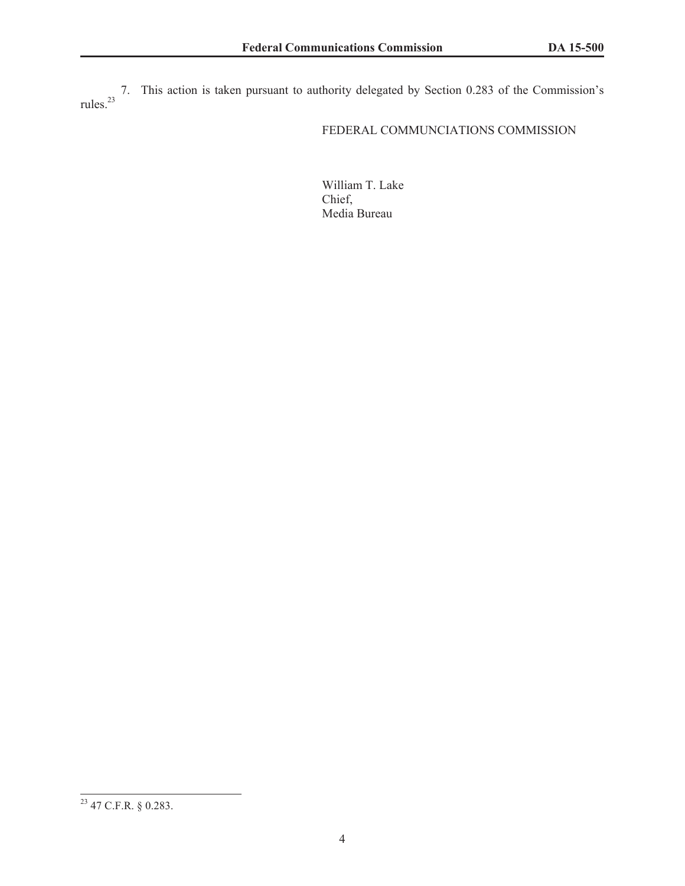7. This action is taken pursuant to authority delegated by Section 0.283 of the Commission's rules.[23]

FEDERAL COMMUNCIATIONS COMMISSION

William T. Lake
Chief,
Media Bureau

---

[23] 47 C.F.R. § 0.283.